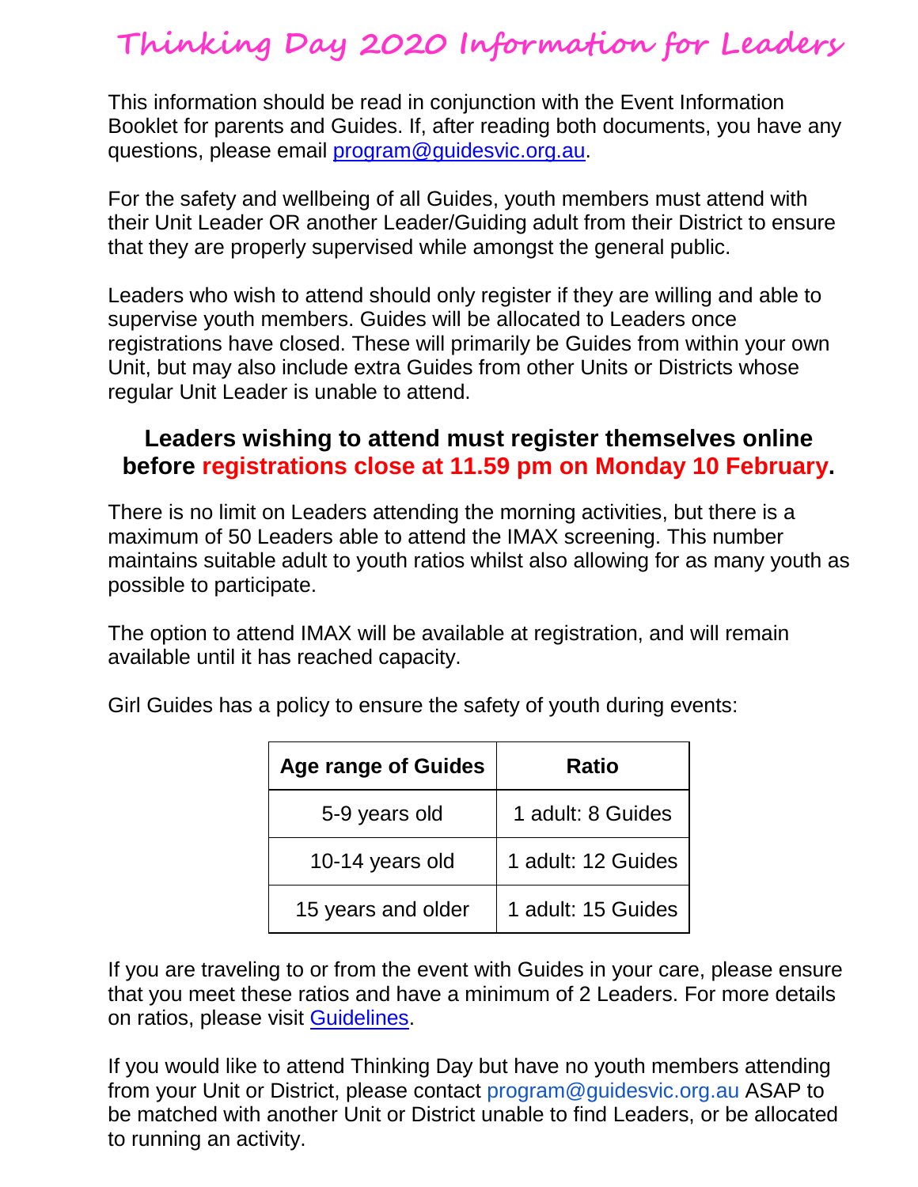# Thinking Day 2020 Information for Leaders

This information should be read in conjunction with the Event Information Booklet for parents and Guides. If, after reading both documents, you have any questions, please email program@guidesvic.org.au.

For the safety and wellbeing of all Guides, youth members must attend with their Unit Leader OR another Leader/Guiding adult from their District to ensure that they are properly supervised while amongst the general public.

Leaders who wish to attend should only register if they are willing and able to supervise youth members. Guides will be allocated to Leaders once registrations have closed. These will primarily be Guides from within your own Unit, but may also include extra Guides from other Units or Districts whose regular Unit Leader is unable to attend.

**Leaders wishing to attend must register themselves online before registrations close at 11.59 pm on Monday 10 February.**

There is no limit on Leaders attending the morning activities, but there is a maximum of 50 Leaders able to attend the IMAX screening. This number maintains suitable adult to youth ratios whilst also allowing for as many youth as possible to participate.

The option to attend IMAX will be available at registration, and will remain available until it has reached capacity.

Girl Guides has a policy to ensure the safety of youth during events:

| Age range of Guides | Ratio |
|---|---|
| 5-9 years old | 1 adult: 8 Guides |
| 10-14 years old | 1 adult: 12 Guides |
| 15 years and older | 1 adult: 15 Guides |

If you are traveling to or from the event with Guides in your care, please ensure that you meet these ratios and have a minimum of 2 Leaders. For more details on ratios, please visit Guidelines.

If you would like to attend Thinking Day but have no youth members attending from your Unit or District, please contact program@guidesvic.org.au ASAP to be matched with another Unit or District unable to find Leaders, or be allocated to running an activity.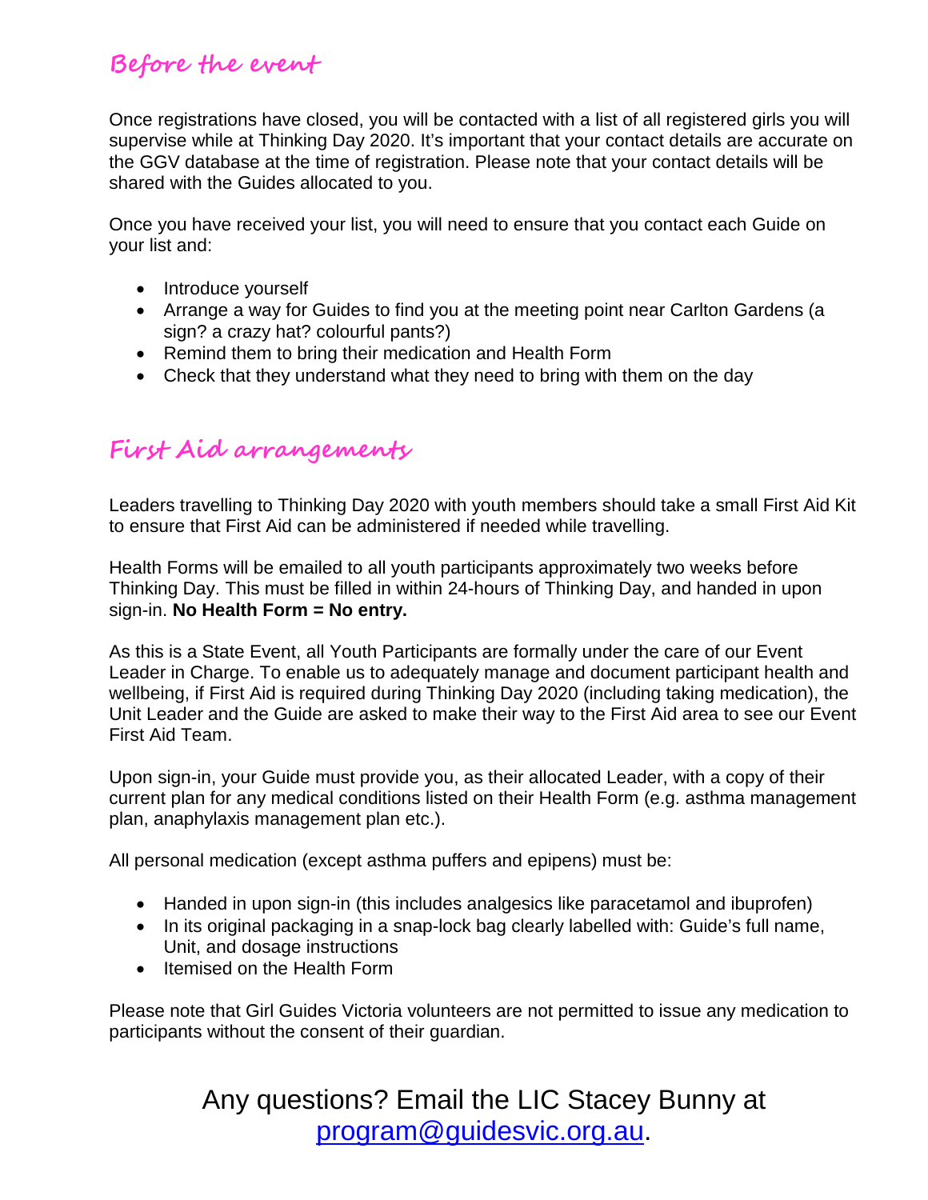## Before the event

Once registrations have closed, you will be contacted with a list of all registered girls you will supervise while at Thinking Day 2020. It's important that your contact details are accurate on the GGV database at the time of registration. Please note that your contact details will be shared with the Guides allocated to you.

Once you have received your list, you will need to ensure that you contact each Guide on your list and:

- Introduce yourself
- Arrange a way for Guides to find you at the meeting point near Carlton Gardens (a sign? a crazy hat? colourful pants?)
- Remind them to bring their medication and Health Form
- Check that they understand what they need to bring with them on the day

## First Aid arrangements

Leaders travelling to Thinking Day 2020 with youth members should take a small First Aid Kit to ensure that First Aid can be administered if needed while travelling.

Health Forms will be emailed to all youth participants approximately two weeks before Thinking Day. This must be filled in within 24-hours of Thinking Day, and handed in upon sign-in. **No Health Form = No entry.**

As this is a State Event, all Youth Participants are formally under the care of our Event Leader in Charge. To enable us to adequately manage and document participant health and wellbeing, if First Aid is required during Thinking Day 2020 (including taking medication), the Unit Leader and the Guide are asked to make their way to the First Aid area to see our Event First Aid Team.

Upon sign-in, your Guide must provide you, as their allocated Leader, with a copy of their current plan for any medical conditions listed on their Health Form (e.g. asthma management plan, anaphylaxis management plan etc.).

All personal medication (except asthma puffers and epipens) must be:

- Handed in upon sign-in (this includes analgesics like paracetamol and ibuprofen)
- In its original packaging in a snap-lock bag clearly labelled with: Guide's full name, Unit, and dosage instructions
- Itemised on the Health Form

Please note that Girl Guides Victoria volunteers are not permitted to issue any medication to participants without the consent of their guardian.

Any questions? Email the LIC Stacey Bunny at program@guidesvic.org.au.